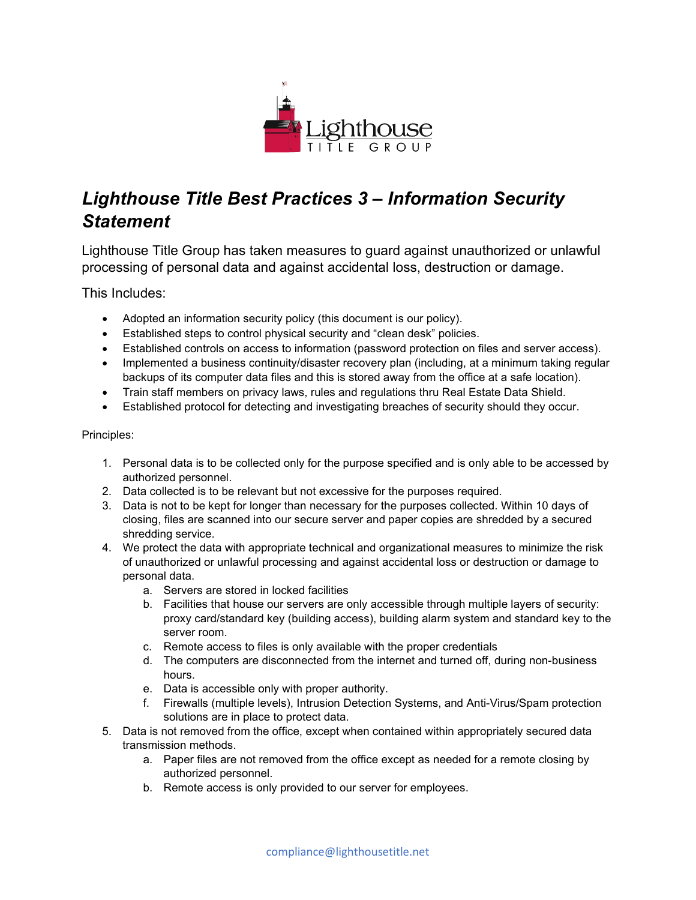Lighthouse TITLE GROUP

# *Lighthouse Title Best Practices 3 – Information Security Statement*

Lighthouse Title Group has taken measures to guard against unauthorized or unlawful processing of personal data and against accidental loss, destruction or damage.

This Includes:

- Adopted an information security policy (this document is our policy).
- Established steps to control physical security and "clean desk" policies.
- Established controls on access to information (password protection on files and server access).
- Implemented a business continuity/disaster recovery plan (including, at a minimum taking regular backups of its computer data files and this is stored away from the office at a safe location).
- Train staff members on privacy laws, rules and regulations thru Real Estate Data Shield.
- Established protocol for detecting and investigating breaches of security should they occur.

Principles:

1. Personal data is to be collected only for the purpose specified and is only able to be accessed by authorized personnel.
2. Data collected is to be relevant but not excessive for the purposes required.
3. Data is not to be kept for longer than necessary for the purposes collected. Within 10 days of closing, files are scanned into our secure server and paper copies are shredded by a secured shredding service.
4. We protect the data with appropriate technical and organizational measures to minimize the risk of unauthorized or unlawful processing and against accidental loss or destruction or damage to personal data.
   a. Servers are stored in locked facilities
   b. Facilities that house our servers are only accessible through multiple layers of security: proxy card/standard key (building access), building alarm system and standard key to the server room.
   c. Remote access to files is only available with the proper credentials
   d. The computers are disconnected from the internet and turned off, during non-business hours.
   e. Data is accessible only with proper authority.
   f. Firewalls (multiple levels), Intrusion Detection Systems, and Anti-Virus/Spam protection solutions are in place to protect data.
5. Data is not removed from the office, except when contained within appropriately secured data transmission methods.
   a. Paper files are not removed from the office except as needed for a remote closing by authorized personnel.
   b. Remote access is only provided to our server for employees.

compliance@lighthousetitle.net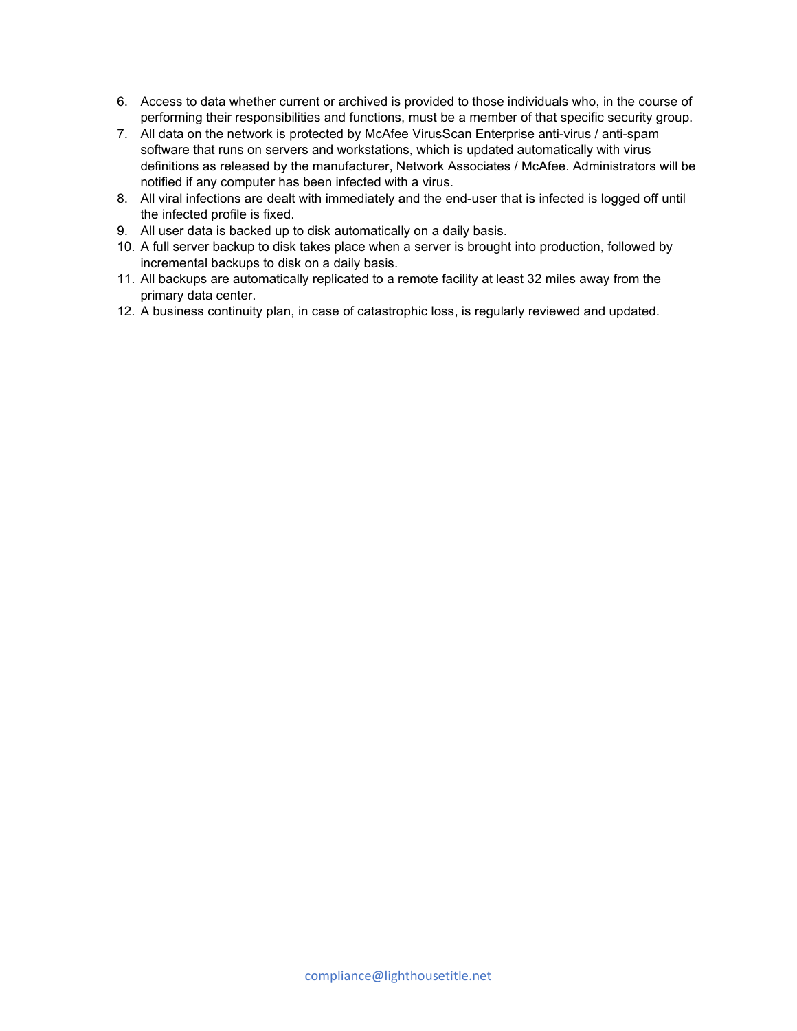6. Access to data whether current or archived is provided to those individuals who, in the course of performing their responsibilities and functions, must be a member of that specific security group.
7. All data on the network is protected by McAfee VirusScan Enterprise anti-virus / anti-spam software that runs on servers and workstations, which is updated automatically with virus definitions as released by the manufacturer, Network Associates / McAfee. Administrators will be notified if any computer has been infected with a virus.
8. All viral infections are dealt with immediately and the end-user that is infected is logged off until the infected profile is fixed.
9. All user data is backed up to disk automatically on a daily basis.
10. A full server backup to disk takes place when a server is brought into production, followed by incremental backups to disk on a daily basis.
11. All backups are automatically replicated to a remote facility at least 32 miles away from the primary data center.
12. A business continuity plan, in case of catastrophic loss, is regularly reviewed and updated.

compliance@lighthousetitle.net